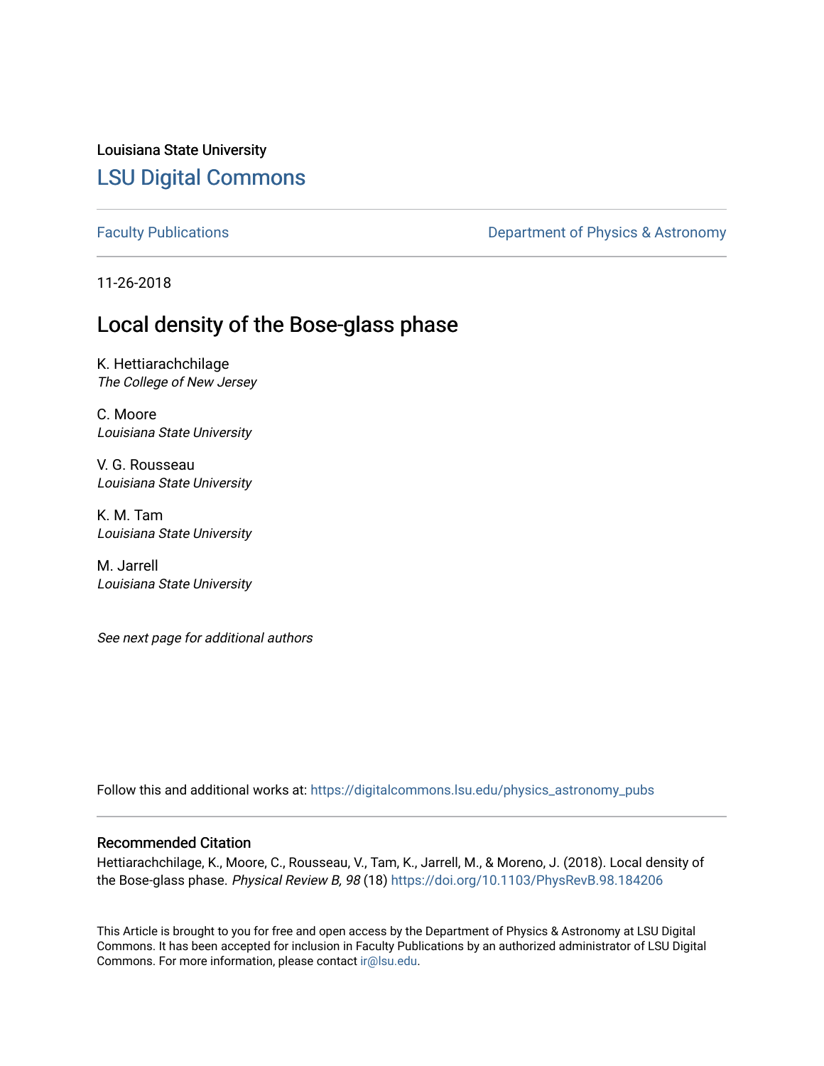Louisiana State University

## LSU Digital Commons

Faculty Publications

Department of Physics & Astronomy

11-26-2018

# Local density of the Bose-glass phase

K. Hettiarachchilage
*The College of New Jersey*

C. Moore
*Louisiana State University*

V. G. Rousseau
*Louisiana State University*

K. M. Tam
*Louisiana State University*

M. Jarrell
*Louisiana State University*

*See next page for additional authors*

Follow this and additional works at: https://digitalcommons.lsu.edu/physics_astronomy_pubs

### Recommended Citation

Hettiarachchilage, K., Moore, C., Rousseau, V., Tam, K., Jarrell, M., & Moreno, J. (2018). Local density of the Bose-glass phase. *Physical Review B, 98* (18) https://doi.org/10.1103/PhysRevB.98.184206

This Article is brought to you for free and open access by the Department of Physics & Astronomy at LSU Digital Commons. It has been accepted for inclusion in Faculty Publications by an authorized administrator of LSU Digital Commons. For more information, please contact ir@lsu.edu.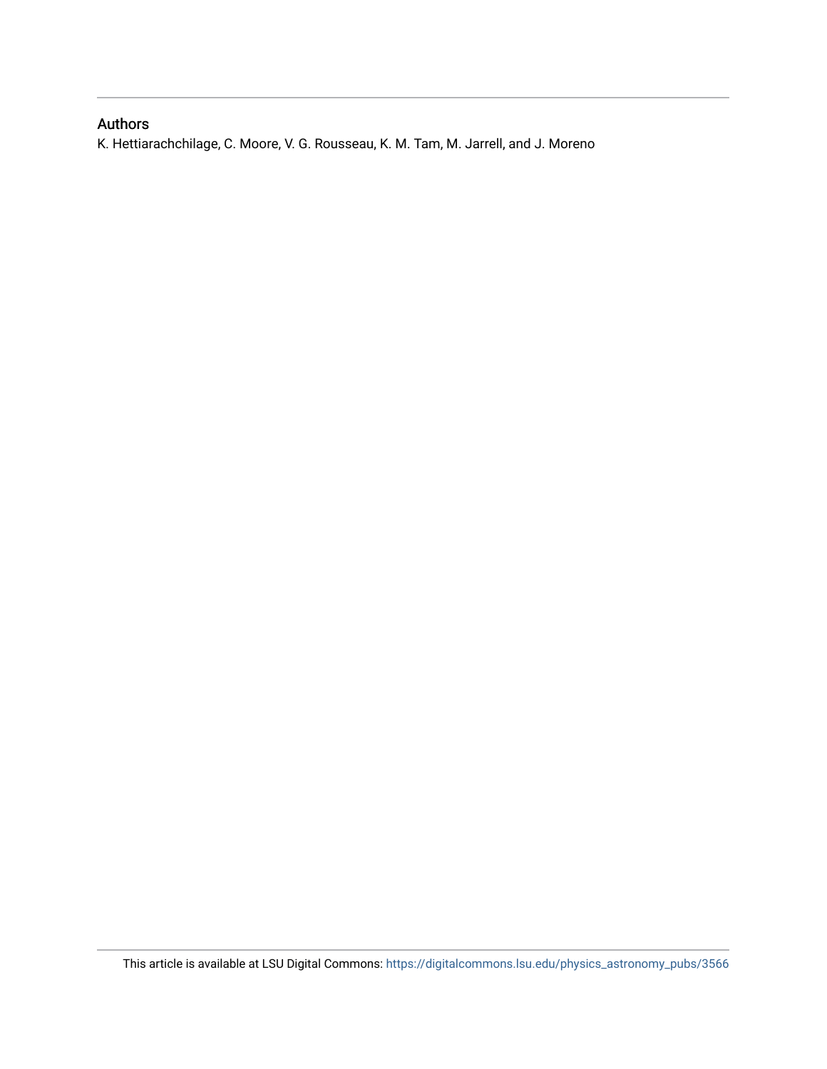## Authors

K. Hettiarachchilage, C. Moore, V. G. Rousseau, K. M. Tam, M. Jarrell, and J. Moreno

This article is available at LSU Digital Commons: https://digitalcommons.lsu.edu/physics_astronomy_pubs/3566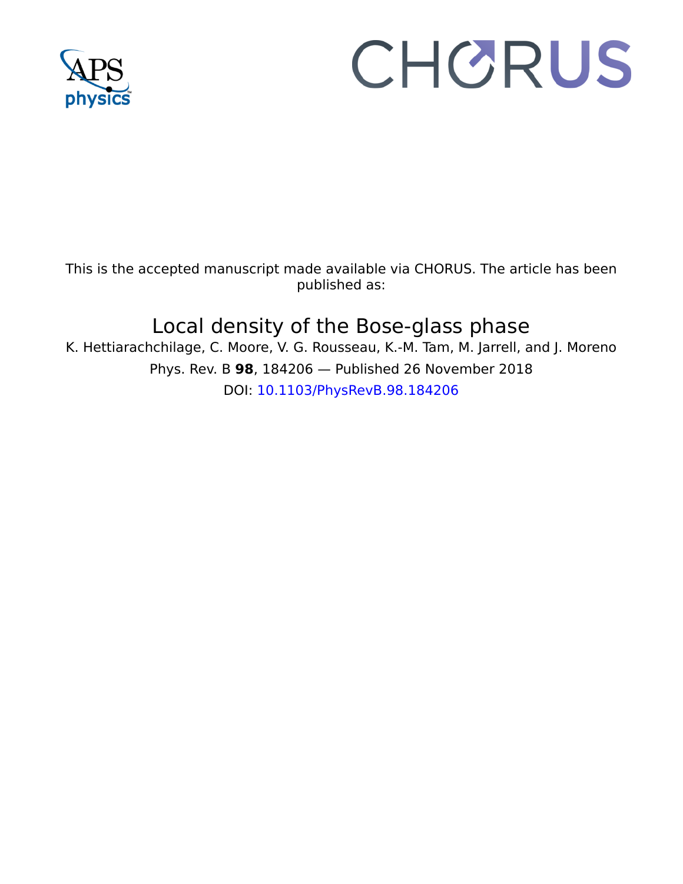This is the accepted manuscript made available via CHORUS. The article has been published as:

# Local density of the Bose-glass phase

K. Hettiarachchilage, C. Moore, V. G. Rousseau, K.-M. Tam, M. Jarrell, and J. Moreno

Phys. Rev. B **98**, 184206 — Published 26 November 2018

DOI: 10.1103/PhysRevB.98.184206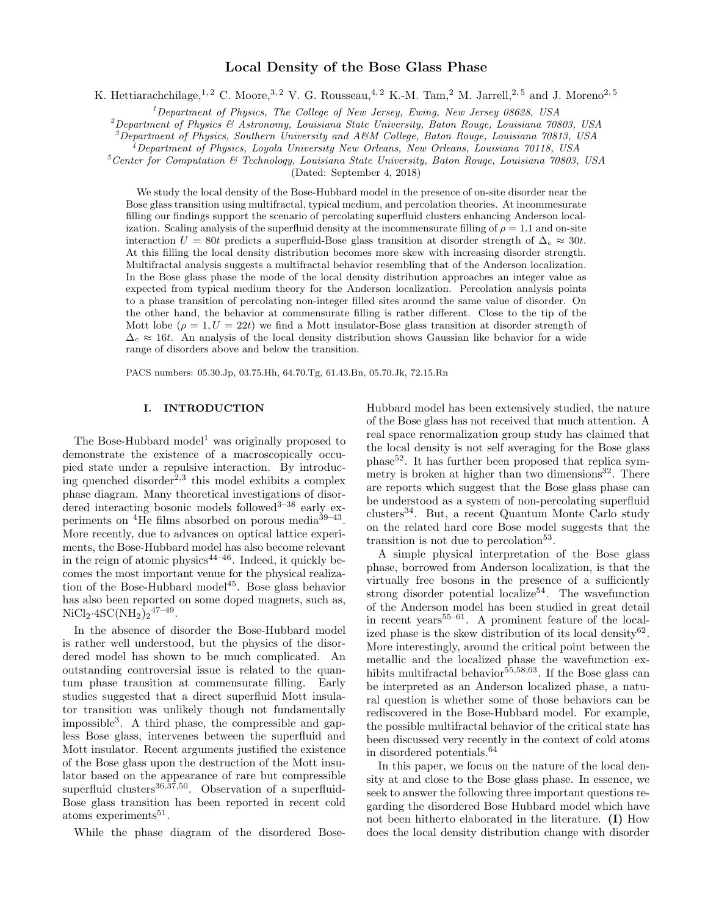# Local Density of the Bose Glass Phase

K. Hettiarachchilage,[1,2] C. Moore,[3,2] V. G. Rousseau,[4,2] K.-M. Tam,[2] M. Jarrell,[2,5] and J. Moreno[2,5]

[1]Department of Physics, The College of New Jersey, Ewing, New Jersey 08628, USA
[2]Department of Physics & Astronomy, Louisiana State University, Baton Rouge, Louisiana 70803, USA
[3]Department of Physics, Southern University and A&M College, Baton Rouge, Louisiana 70813, USA
[4]Department of Physics, Loyola University New Orleans, New Orleans, Louisiana 70118, USA
[5]Center for Computation & Technology, Louisiana State University, Baton Rouge, Louisiana 70803, USA

(Dated: September 4, 2018)

We study the local density of the Bose-Hubbard model in the presence of on-site disorder near the Bose glass transition using multifractal, typical medium, and percolation theories. At incommensurate filling our findings support the scenario of percolating superfluid clusters enhancing Anderson localization. Scaling analysis of the superfluid density at the incommensurate filling of $\rho = 1.1$ and on-site interaction $U = 80t$ predicts a superfluid-Bose glass transition at disorder strength of $\Delta_c \approx 30t$. At this filling the local density distribution becomes more skew with increasing disorder strength. Multifractal analysis suggests a multifractal behavior resembling that of the Anderson localization. In the Bose glass phase the mode of the local density distribution approaches an integer value as expected from typical medium theory for the Anderson localization. Percolation analysis points to a phase transition of percolating non-integer filled sites around the same value of disorder. On the other hand, the behavior at commensurate filling is rather different. Close to the tip of the Mott lobe ($\rho = 1, U = 22t$) we find a Mott insulator-Bose glass transition at disorder strength of $\Delta_c \approx 16t$. An analysis of the local density distribution shows Gaussian like behavior for a wide range of disorders above and below the transition.

PACS numbers: 05.30.Jp, 03.75.Hh, 64.70.Tg, 61.43.Bn, 05.70.Jk, 72.15.Rn

## I. INTRODUCTION

The Bose-Hubbard model[1] was originally proposed to demonstrate the existence of a macroscopically occupied state under a repulsive interaction. By introducing quenched disorder[2,3] this model exhibits a complex phase diagram. Many theoretical investigations of disordered interacting bosonic models followed[3–38] early experiments on $^4$He films absorbed on porous media[39–43]. More recently, due to advances on optical lattice experiments, the Bose-Hubbard model has also become relevant in the reign of atomic physics[44–46]. Indeed, it quickly becomes the most important venue for the physical realization of the Bose-Hubbard model[45]. Bose glass behavior has also been reported on some doped magnets, such as, $NiCl_2{\cdot}4SC(NH_2)_2$[47–49].

In the absence of disorder the Bose-Hubbard model is rather well understood, but the physics of the disordered model has shown to be much complicated. An outstanding controversial issue is related to the quantum phase transition at commensurate filling. Early studies suggested that a direct superfluid Mott insulator transition was unlikely though not fundamentally impossible[3]. A third phase, the compressible and gapless Bose glass, intervenes between the superfluid and Mott insulator. Recent arguments justified the existence of the Bose glass upon the destruction of the Mott insulator based on the appearance of rare but compressible superfluid clusters[36,37,50]. Observation of a superfluid-Bose glass transition has been reported in recent cold atoms experiments[51].

While the phase diagram of the disordered Bose-Hubbard model has been extensively studied, the nature of the Bose glass has not received that much attention. A real space renormalization group study has claimed that the local density is not self averaging for the Bose glass phase[52]. It has further been proposed that replica symmetry is broken at higher than two dimensions[32]. There are reports which suggest that the Bose glass phase can be understood as a system of non-percolating superfluid clusters[34]. But, a recent Quantum Monte Carlo study on the related hard core Bose model suggests that the transition is not due to percolation[53].

A simple physical interpretation of the Bose glass phase, borrowed from Anderson localization, is that the virtually free bosons in the presence of a sufficiently strong disorder potential localize[54]. The wavefunction of the Anderson model has been studied in great detail in recent years[55–61]. A prominent feature of the localized phase is the skew distribution of its local density[62]. More interestingly, around the critical point between the metallic and the localized phase the wavefunction exhibits multifractal behavior[55,58,63]. If the Bose glass can be interpreted as an Anderson localized phase, a natural question is whether some of those behaviors can be rediscovered in the Bose-Hubbard model. For example, the possible multifractal behavior of the critical state has been discussed very recently in the context of cold atoms in disordered potentials.[64]

In this paper, we focus on the nature of the local density at and close to the Bose glass phase. In essence, we seek to answer the following three important questions regarding the disordered Bose Hubbard model which have not been hitherto elaborated in the literature. **(I)** How does the local density distribution change with disorder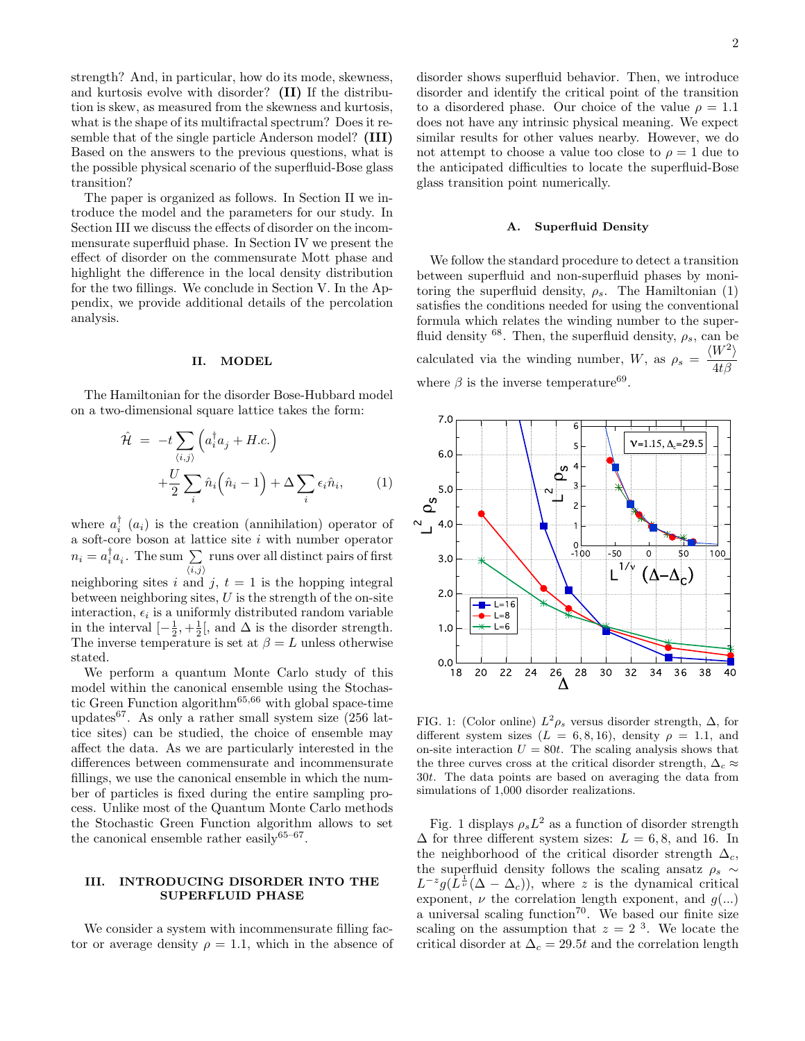strength? And, in particular, how do its mode, skewness, and kurtosis evolve with disorder? **(II)** If the distribution is skew, as measured from the skewness and kurtosis, what is the shape of its multifractal spectrum? Does it resemble that of the single particle Anderson model? **(III)** Based on the answers to the previous questions, what is the possible physical scenario of the superfluid-Bose glass transition?

The paper is organized as follows. In Section II we introduce the model and the parameters for our study. In Section III we discuss the effects of disorder on the incommensurate superfluid phase. In Section IV we present the effect of disorder on the commensurate Mott phase and highlight the difference in the local density distribution for the two fillings. We conclude in Section V. In the Appendix, we provide additional details of the percolation analysis.

## II. MODEL

The Hamiltonian for the disorder Bose-Hubbard model on a two-dimensional square lattice takes the form:

$$\hat{\mathcal{H}} = -t \sum_{\langle i,j \rangle} \left( a_i^\dagger a_j + H.c. \right) + \frac{U}{2} \sum_i \hat{n}_i \left( \hat{n}_i - 1 \right) + \Delta \sum_i \epsilon_i \hat{n}_i, \qquad (1)$$

where $a_i^\dagger$ ($a_i$) is the creation (annihilation) operator of a soft-core boson at lattice site $i$ with number operator $n_i = a_i^\dagger a_i$. The sum $\sum_{\langle i,j \rangle}$ runs over all distinct pairs of first neighboring sites $i$ and $j$, $t = 1$ is the hopping integral between neighboring sites, $U$ is the strength of the on-site interaction, $\epsilon_i$ is a uniformly distributed random variable in the interval $[-\frac{1}{2}, +\frac{1}{2}[$, and $\Delta$ is the disorder strength. The inverse temperature is set at $\beta = L$ unless otherwise stated.

We perform a quantum Monte Carlo study of this model within the canonical ensemble using the Stochastic Green Function algorithm[65,66] with global space-time updates[67]. As only a rather small system size (256 lattice sites) can be studied, the choice of ensemble may affect the data. As we are particularly interested in the differences between commensurate and incommensurate fillings, we use the canonical ensemble in which the number of particles is fixed during the entire sampling process. Unlike most of the Quantum Monte Carlo methods the Stochastic Green Function algorithm allows to set the canonical ensemble rather easily[65–67].

## III. INTRODUCING DISORDER INTO THE SUPERFLUID PHASE

We consider a system with incommensurate filling factor or average density $\rho = 1.1$, which in the absence of disorder shows superfluid behavior. Then, we introduce disorder and identify the critical point of the transition to a disordered phase. Our choice of the value $\rho = 1.1$ does not have any intrinsic physical meaning. We expect similar results for other values nearby. However, we do not attempt to choose a value too close to $\rho = 1$ due to the anticipated difficulties to locate the superfluid-Bose glass transition point numerically.

### A. Superfluid Density

We follow the standard procedure to detect a transition between superfluid and non-superfluid phases by monitoring the superfluid density, $\rho_s$. The Hamiltonian (1) satisfies the conditions needed for using the conventional formula which relates the winding number to the superfluid density [68]. Then, the superfluid density, $\rho_s$, can be calculated via the winding number, $W$, as $\rho_s = \dfrac{\langle W^2 \rangle}{4t\beta}$ where $\beta$ is the inverse temperature[69].

FIG. 1: (Color online) $L^2\rho_s$ versus disorder strength, $\Delta$, for different system sizes ($L = 6, 8, 16$), density $\rho = 1.1$, and on-site interaction $U = 80t$. The scaling analysis shows that the three curves cross at the critical disorder strength, $\Delta_c \approx 30t$. The data points are based on averaging the data from simulations of 1,000 disorder realizations.

Fig. 1 displays $\rho_s L^2$ as a function of disorder strength $\Delta$ for three different system sizes: $L = 6, 8,$ and $16$. In the neighborhood of the critical disorder strength $\Delta_c$, the superfluid density follows the scaling ansatz $\rho_s \sim L^{-z} g(L^{\frac{1}{\nu}}(\Delta - \Delta_c))$, where $z$ is the dynamical critical exponent, $\nu$ the correlation length exponent, and $g(...)$ a universal scaling function[70]. We based our finite size scaling on the assumption that $z = 2$ [3]. We locate the critical disorder at $\Delta_c = 29.5t$ and the correlation length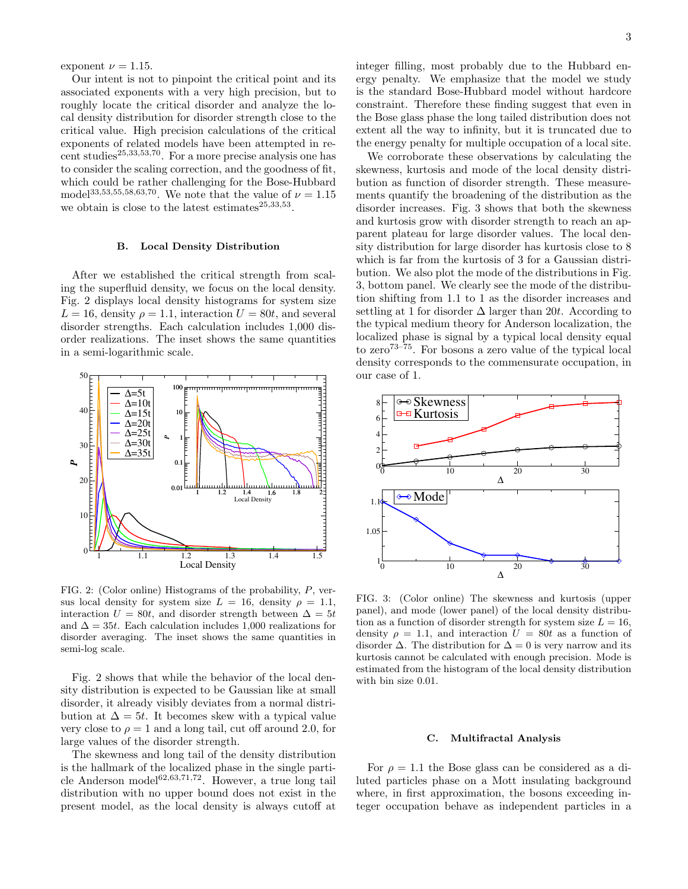exponent $\nu = 1.15$.

Our intent is not to pinpoint the critical point and its associated exponents with a very high precision, but to roughly locate the critical disorder and analyze the local density distribution for disorder strength close to the critical value. High precision calculations of the critical exponents of related models have been attempted in recent studies[25,33,53,70]. For a more precise analysis one has to consider the scaling correction, and the goodness of fit, which could be rather challenging for the Bose-Hubbard model[33,53,55,58,63,70]. We note that the value of $\nu = 1.15$ we obtain is close to the latest estimates[25,33,53].

### B. Local Density Distribution

After we established the critical strength from scaling the superfluid density, we focus on the local density. Fig. 2 displays local density histograms for system size $L = 16$, density $\rho = 1.1$, interaction $U = 80t$, and several disorder strengths. Each calculation includes 1,000 disorder realizations. The inset shows the same quantities in a semi-logarithmic scale.

FIG. 2: (Color online) Histograms of the probability, $P$, versus local density for system size $L = 16$, density $\rho = 1.1$, interaction $U = 80t$, and disorder strength between $\Delta = 5t$ and $\Delta = 35t$. Each calculation includes 1,000 realizations for disorder averaging. The inset shows the same quantities in semi-log scale.

Fig. 2 shows that while the behavior of the local density distribution is expected to be Gaussian like at small disorder, it already visibly deviates from a normal distribution at $\Delta = 5t$. It becomes skew with a typical value very close to $\rho = 1$ and a long tail, cut off around 2.0, for large values of the disorder strength.

The skewness and long tail of the density distribution is the hallmark of the localized phase in the single particle Anderson model[62,63,71,72]. However, a true long tail distribution with no upper bound does not exist in the present model, as the local density is always cutoff at integer filling, most probably due to the Hubbard energy penalty. We emphasize that the model we study is the standard Bose-Hubbard model without hardcore constraint. Therefore these finding suggest that even in the Bose glass phase the long tailed distribution does not extent all the way to infinity, but it is truncated due to the energy penalty for multiple occupation of a local site.

We corroborate these observations by calculating the skewness, kurtosis and mode of the local density distribution as function of disorder strength. These measurements quantify the broadening of the distribution as the disorder increases. Fig. 3 shows that both the skewness and kurtosis grow with disorder strength to reach an apparent plateau for large disorder values. The local density distribution for large disorder has kurtosis close to 8 which is far from the kurtosis of 3 for a Gaussian distribution. We also plot the mode of the distributions in Fig. 3, bottom panel. We clearly see the mode of the distribution shifting from 1.1 to 1 as the disorder increases and settling at 1 for disorder $\Delta$ larger than $20t$. According to the typical medium theory for Anderson localization, the localized phase is signal by a typical local density equal to zero[73–75]. For bosons a zero value of the typical local density corresponds to the commensurate occupation, in our case of 1.

FIG. 3: (Color online) The skewness and kurtosis (upper panel), and mode (lower panel) of the local density distribution as a function of disorder strength for system size $L = 16$, density $\rho = 1.1$, and interaction $U = 80t$ as a function of disorder $\Delta$. The distribution for $\Delta = 0$ is very narrow and its kurtosis cannot be calculated with enough precision. Mode is estimated from the histogram of the local density distribution with bin size 0.01.

### C. Multifractal Analysis

For $\rho = 1.1$ the Bose glass can be considered as a diluted particles phase on a Mott insulating background where, in first approximation, the bosons exceeding integer occupation behave as independent particles in a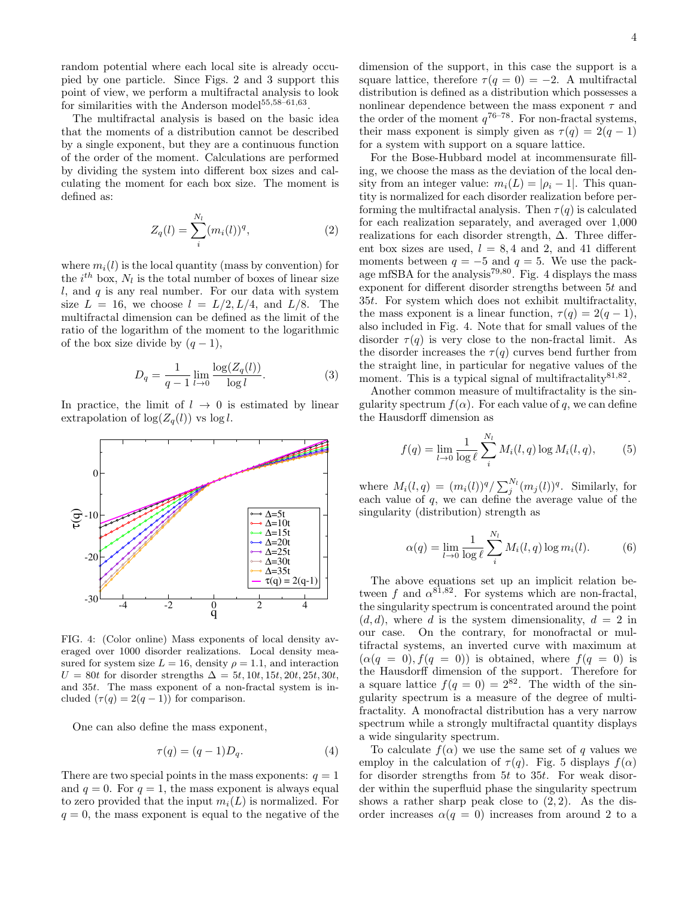random potential where each local site is already occupied by one particle. Since Figs. 2 and 3 support this point of view, we perform a multifractal analysis to look for similarities with the Anderson model[55,58–61,63].

The multifractal analysis is based on the basic idea that the moments of a distribution cannot be described by a single exponent, but they are a continuous function of the order of the moment. Calculations are performed by dividing the system into different box sizes and calculating the moment for each box size. The moment is defined as:

$$Z_q(l) = \sum_i^{N_l} (m_i(l))^q, \tag{2}$$

where $m_i(l)$ is the local quantity (mass by convention) for the $i^{th}$ box, $N_l$ is the total number of boxes of linear size $l$, and $q$ is any real number. For our data with system size $L = 16$, we choose $l = L/2, L/4$, and $L/8$. The multifractal dimension can be defined as the limit of the ratio of the logarithm of the moment to the logarithmic of the box size divide by $(q-1)$,

$$D_q = \frac{1}{q-1} \lim_{l\to 0} \frac{\log(Z_q(l))}{\log l}. \tag{3}$$

In practice, the limit of $l \to 0$ is estimated by linear extrapolation of $\log(Z_q(l))$ vs $\log l$.

FIG. 4: (Color online) Mass exponents of local density averaged over 1000 disorder realizations. Local density measured for system size $L = 16$, density $\rho = 1.1$, and interaction $U = 80t$ for disorder strengths $\Delta = 5t, 10t, 15t, 20t, 25t, 30t$, and $35t$. The mass exponent of a non-fractal system is included ($\tau(q) = 2(q-1)$) for comparison.

One can also define the mass exponent,

$$\tau(q) = (q-1)D_q. \tag{4}$$

There are two special points in the mass exponents: $q = 1$ and $q = 0$. For $q = 1$, the mass exponent is always equal to zero provided that the input $m_i(L)$ is normalized. For $q = 0$, the mass exponent is equal to the negative of the dimension of the support, in this case the support is a square lattice, therefore $\tau(q = 0) = -2$. A multifractal distribution is defined as a distribution which possesses a nonlinear dependence between the mass exponent $\tau$ and the order of the moment $q$[76–78]. For non-fractal systems, their mass exponent is simply given as $\tau(q) = 2(q-1)$ for a system with support on a square lattice.

For the Bose-Hubbard model at incommensurate filling, we choose the mass as the deviation of the local density from an integer value: $m_i(L) = |\rho_i - 1|$. This quantity is normalized for each disorder realization before performing the multifractal analysis. Then $\tau(q)$ is calculated for each realization separately, and averaged over 1,000 realizations for each disorder strength, $\Delta$. Three different box sizes are used, $l = 8, 4$ and 2, and 41 different moments between $q = -5$ and $q = 5$. We use the package mfSBA for the analysis[79,80]. Fig. 4 displays the mass exponent for different disorder strengths between $5t$ and $35t$. For system which does not exhibit multifractality, the mass exponent is a linear function, $\tau(q) = 2(q-1)$, also included in Fig. 4. Note that for small values of the disorder $\tau(q)$ is very close to the non-fractal limit. As the disorder increases the $\tau(q)$ curves bend further from the straight line, in particular for negative values of the moment. This is a typical signal of multifractality[81,82].

Another common measure of multifractality is the singularity spectrum $f(\alpha)$. For each value of $q$, we can define the Hausdorff dimension as

$$f(q) = \lim_{l\to 0} \frac{1}{\log \ell} \sum_i^{N_l} M_i(l,q) \log M_i(l,q), \tag{5}$$

where $M_i(l,q) = (m_i(l))^q / \sum_j^{N_l} (m_j(l))^q$. Similarly, for each value of $q$, we can define the average value of the singularity (distribution) strength as

$$\alpha(q) = \lim_{l\to 0} \frac{1}{\log \ell} \sum_i^{N_l} M_i(l,q) \log m_i(l). \tag{6}$$

The above equations set up an implicit relation between $f$ and $\alpha$[81,82]. For systems which are non-fractal, the singularity spectrum is concentrated around the point $(d, d)$, where $d$ is the system dimensionality, $d = 2$ in our case. On the contrary, for monofractal or multifractal systems, an inverted curve with maximum at $(\alpha(q = 0), f(q = 0))$ is obtained, where $f(q = 0)$ is the Hausdorff dimension of the support. Therefore for a square lattice $f(q = 0) = 2^{82}$. The width of the singularity spectrum is a measure of the degree of multifractality. A monofractal distribution has a very narrow spectrum while a strongly multifractal quantity displays a wide singularity spectrum.

To calculate $f(\alpha)$ we use the same set of $q$ values we employ in the calculation of $\tau(q)$. Fig. 5 displays $f(\alpha)$ for disorder strengths from $5t$ to $35t$. For weak disorder within the superfluid phase the singularity spectrum shows a rather sharp peak close to $(2, 2)$. As the disorder increases $\alpha(q = 0)$ increases from around 2 to a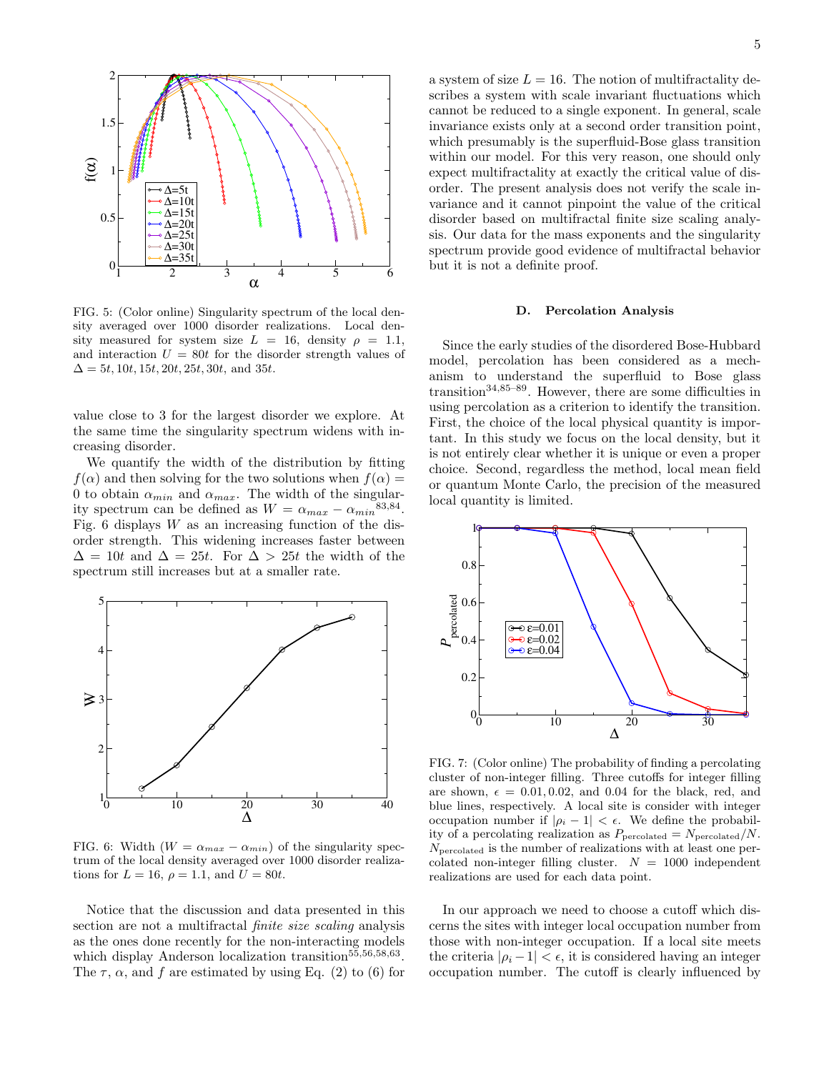FIG. 5: (Color online) Singularity spectrum of the local density averaged over 1000 disorder realizations. Local density measured for system size $L = 16$, density $\rho = 1.1$, and interaction $U = 80t$ for the disorder strength values of $\Delta = 5t, 10t, 15t, 20t, 25t, 30t$, and $35t$.

value close to 3 for the largest disorder we explore. At the same time the singularity spectrum widens with increasing disorder.

We quantify the width of the distribution by fitting $f(\alpha)$ and then solving for the two solutions when $f(\alpha) = 0$ to obtain $\alpha_{min}$ and $\alpha_{max}$. The width of the singularity spectrum can be defined as $W = \alpha_{max} - \alpha_{min}$[83,84]. Fig. 6 displays $W$ as an increasing function of the disorder strength. This widening increases faster between $\Delta = 10t$ and $\Delta = 25t$. For $\Delta > 25t$ the width of the spectrum still increases but at a smaller rate.

FIG. 6: Width ($W = \alpha_{max} - \alpha_{min}$) of the singularity spectrum of the local density averaged over 1000 disorder realizations for $L = 16$, $\rho = 1.1$, and $U = 80t$.

Notice that the discussion and data presented in this section are not a multifractal *finite size scaling* analysis as the ones done recently for the non-interacting models which display Anderson localization transition[55,56,58,63]. The $\tau$, $\alpha$, and $f$ are estimated by using Eq. (2) to (6) for a system of size $L = 16$. The notion of multifractality describes a system with scale invariant fluctuations which cannot be reduced to a single exponent. In general, scale invariance exists only at a second order transition point, which presumably is the superfluid-Bose glass transition within our model. For this very reason, one should only expect multifractality at exactly the critical value of disorder. The present analysis does not verify the scale invariance and it cannot pinpoint the value of the critical disorder based on multifractal finite size scaling analysis. Our data for the mass exponents and the singularity spectrum provide good evidence of multifractal behavior but it is not a definite proof.

### D. Percolation Analysis

Since the early studies of the disordered Bose-Hubbard model, percolation has been considered as a mechanism to understand the superfluid to Bose glass transition[34,85–89]. However, there are some difficulties in using percolation as a criterion to identify the transition. First, the choice of the local physical quantity is important. In this study we focus on the local density, but it is not entirely clear whether it is unique or even a proper choice. Second, regardless the method, local mean field or quantum Monte Carlo, the precision of the measured local quantity is limited.

FIG. 7: (Color online) The probability of finding a percolating cluster of non-integer filling. Three cutoffs for integer filling are shown, $\epsilon = 0.01, 0.02$, and $0.04$ for the black, red, and blue lines, respectively. A local site is consider with integer occupation number if $|\rho_i - 1| < \epsilon$. We define the probability of a percolating realization as $P_{\text{percolated}} = N_{\text{percolated}}/N$. $N_{\text{percolated}}$ is the number of realizations with at least one percolated non-integer filling cluster. $N = 1000$ independent realizations are used for each data point.

In our approach we need to choose a cutoff which discerns the sites with integer local occupation number from those with non-integer occupation. If a local site meets the criteria $|\rho_i - 1| < \epsilon$, it is considered having an integer occupation number. The cutoff is clearly influenced by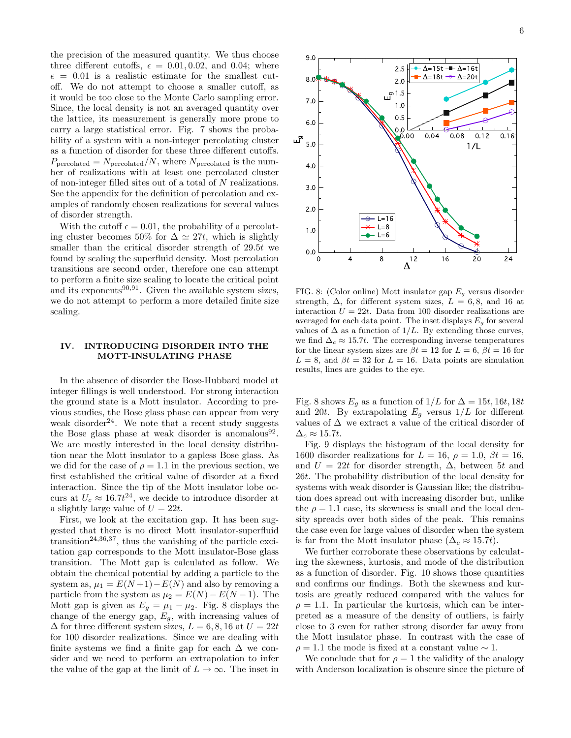the precision of the measured quantity. We thus choose three different cutoffs, $\epsilon = 0.01, 0.02$, and $0.04$; where $\epsilon = 0.01$ is a realistic estimate for the smallest cutoff. We do not attempt to choose a smaller cutoff, as it would be too close to the Monte Carlo sampling error. Since, the local density is not an averaged quantity over the lattice, its measurement is generally more prone to carry a large statistical error. Fig. 7 shows the probability of a system with a non-integer percolating cluster as a function of disorder for these three different cutoffs. $P_{\text{percolated}} = N_{\text{percolated}}/N$, where $N_{\text{percolated}}$ is the number of realizations with at least one percolated cluster of non-integer filled sites out of a total of $N$ realizations. See the appendix for the definition of percolation and examples of randomly chosen realizations for several values of disorder strength.

With the cutoff $\epsilon = 0.01$, the probability of a percolating cluster becomes 50% for $\Delta \simeq 27t$, which is slightly smaller than the critical disorder strength of $29.5t$ we found by scaling the superfluid density. Most percolation transitions are second order, therefore one can attempt to perform a finite size scaling to locate the critical point and its exponents[90,91]. Given the available system sizes, we do not attempt to perform a more detailed finite size scaling.

## IV. INTRODUCING DISORDER INTO THE MOTT-INSULATING PHASE

In the absence of disorder the Bose-Hubbard model at integer fillings is well understood. For strong interaction the ground state is a Mott insulator. According to previous studies, the Bose glass phase can appear from very weak disorder[24]. We note that a recent study suggests the Bose glass phase at weak disorder is anomalous[92]. We are mostly interested in the local density distribution near the Mott insulator to a gapless Bose glass. As we did for the case of $\rho = 1.1$ in the previous section, we first established the critical value of disorder at a fixed interaction. Since the tip of the Mott insulator lobe occurs at $U_c \approx 16.7t$[24], we decide to introduce disorder at a slightly large value of $U = 22t$.

First, we look at the excitation gap. It has been suggested that there is no direct Mott insulator-superfluid transition[24,36,37], thus the vanishing of the particle excitation gap corresponds to the Mott insulator-Bose glass transition. The Mott gap is calculated as follow. We obtain the chemical potential by adding a particle to the system as, $\mu_1 = E(N+1) - E(N)$ and also by removing a particle from the system as $\mu_2 = E(N) - E(N-1)$. The Mott gap is given as $E_g = \mu_1 - \mu_2$. Fig. 8 displays the change of the energy gap, $E_g$, with increasing values of $\Delta$ for three different system sizes, $L = 6, 8, 16$ at $U = 22t$ for 100 disorder realizations. Since we are dealing with finite systems we find a finite gap for each $\Delta$ we consider and we need to perform an extrapolation to infer the value of the gap at the limit of $L \to \infty$. The inset in Fig. 8 shows $E_g$ as a function of $1/L$ for $\Delta = 15t, 16t, 18t$ and $20t$. By extrapolating $E_g$ versus $1/L$ for different values of $\Delta$ we extract a value of the critical disorder of $\Delta_c \approx 15.7t$.

FIG. 8: (Color online) Mott insulator gap $E_g$ versus disorder strength, $\Delta$, for different system sizes, $L = 6, 8$, and $16$ at interaction $U = 22t$. Data from 100 disorder realizations are averaged for each data point. The inset displays $E_g$ for several values of $\Delta$ as a function of $1/L$. By extending those curves, we find $\Delta_c \approx 15.7t$. The corresponding inverse temperatures for the linear system sizes are $\beta t = 12$ for $L = 6$, $\beta t = 16$ for $L = 8$, and $\beta t = 32$ for $L = 16$. Data points are simulation results, lines are guides to the eye.

Fig. 9 displays the histogram of the local density for 1600 disorder realizations for $L = 16$, $\rho = 1.0$, $\beta t = 16$, and $U = 22t$ for disorder strength, $\Delta$, between $5t$ and $26t$. The probability distribution of the local density for systems with weak disorder is Gaussian like; the distribution does spread out with increasing disorder but, unlike the $\rho = 1.1$ case, its skewness is small and the local density spreads over both sides of the peak. This remains the case even for large values of disorder when the system is far from the Mott insulator phase ($\Delta_c \approx 15.7t$).

We further corroborate these observations by calculating the skewness, kurtosis, and mode of the distribution as a function of disorder. Fig. 10 shows those quantities and confirms our findings. Both the skewness and kurtosis are greatly reduced compared with the values for $\rho = 1.1$. In particular the kurtosis, which can be interpreted as a measure of the density of outliers, is fairly close to 3 even for rather strong disorder far away from the Mott insulator phase. In contrast with the case of $\rho = 1.1$ the mode is fixed at a constant value $\sim 1$.

We conclude that for $\rho = 1$ the validity of the analogy with Anderson localization is obscure since the picture of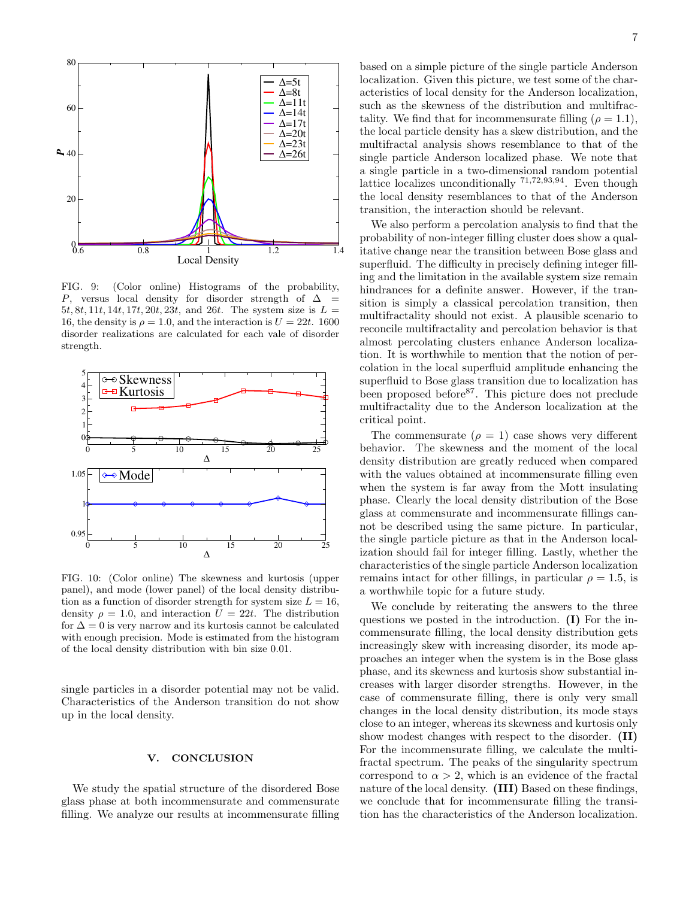FIG. 9: (Color online) Histograms of the probability, $P$, versus local density for disorder strength of $\Delta = 5t, 8t, 11t, 14t, 17t, 20t, 23t$, and $26t$. The system size is $L = 16$, the density is $\rho = 1.0$, and the interaction is $U = 22t$. 1600 disorder realizations are calculated for each vale of disorder strength.

FIG. 10: (Color online) The skewness and kurtosis (upper panel), and mode (lower panel) of the local density distribution as a function of disorder strength for system size $L = 16$, density $\rho = 1.0$, and interaction $U = 22t$. The distribution for $\Delta = 0$ is very narrow and its kurtosis cannot be calculated with enough precision. Mode is estimated from the histogram of the local density distribution with bin size 0.01.

single particles in a disorder potential may not be valid. Characteristics of the Anderson transition do not show up in the local density.

## V. CONCLUSION

We study the spatial structure of the disordered Bose glass phase at both incommensurate and commensurate filling. We analyze our results at incommensurate filling based on a simple picture of the single particle Anderson localization. Given this picture, we test some of the characteristics of local density for the Anderson localization, such as the skewness of the distribution and multifractality. We find that for incommensurate filling ($\rho = 1.1$), the local particle density has a skew distribution, and the multifractal analysis shows resemblance to that of the single particle Anderson localized phase. We note that a single particle in a two-dimensional random potential lattice localizes unconditionally [71,72,93,94]. Even though the local density resemblances to that of the Anderson transition, the interaction should be relevant.

We also perform a percolation analysis to find that the probability of non-integer filling cluster does show a qualitative change near the transition between Bose glass and superfluid. The difficulty in precisely defining integer filling and the limitation in the available system size remain hindrances for a definite answer. However, if the transition is simply a classical percolation transition, then multifractality should not exist. A plausible scenario to reconcile multifractality and percolation behavior is that almost percolating clusters enhance Anderson localization. It is worthwhile to mention that the notion of percolation in the local superfluid amplitude enhancing the superfluid to Bose glass transition due to localization has been proposed before[87]. This picture does not preclude multifractality due to the Anderson localization at the critical point.

The commensurate ($\rho = 1$) case shows very different behavior. The skewness and the moment of the local density distribution are greatly reduced when compared with the values obtained at incommensurate filling even when the system is far away from the Mott insulating phase. Clearly the local density distribution of the Bose glass at commensurate and incommensurate fillings cannot be described using the same picture. In particular, the single particle picture as that in the Anderson localization should fail for integer filling. Lastly, whether the characteristics of the single particle Anderson localization remains intact for other fillings, in particular $\rho = 1.5$, is a worthwhile topic for a future study.

We conclude by reiterating the answers to the three questions we posted in the introduction. **(I)** For the incommensurate filling, the local density distribution gets increasingly skew with increasing disorder, its mode approaches an integer when the system is in the Bose glass phase, and its skewness and kurtosis show substantial increases with larger disorder strengths. However, in the case of commensurate filling, there is only very small changes in the local density distribution, its mode stays close to an integer, whereas its skewness and kurtosis only show modest changes with respect to the disorder. **(II)** For the incommensurate filling, we calculate the multifractal spectrum. The peaks of the singularity spectrum correspond to $\alpha > 2$, which is an evidence of the fractal nature of the local density. **(III)** Based on these findings, we conclude that for incommensurate filling the transition has the characteristics of the Anderson localization.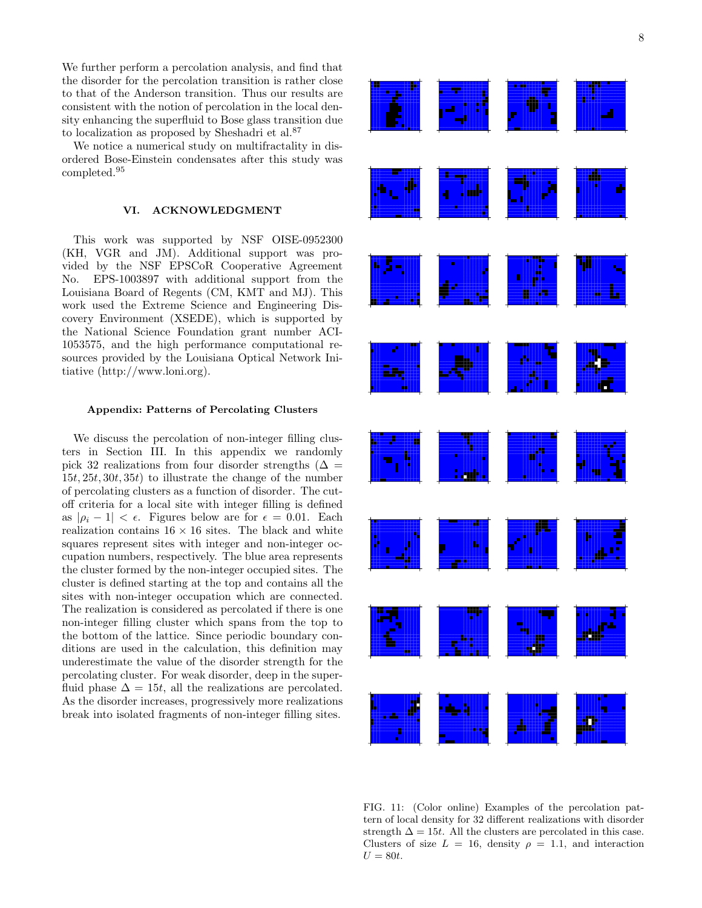We further perform a percolation analysis, and find that the disorder for the percolation transition is rather close to that of the Anderson transition. Thus our results are consistent with the notion of percolation in the local density enhancing the superfluid to Bose glass transition due to localization as proposed by Sheshadri et al.[87]

We notice a numerical study on multifractality in disordered Bose-Einstein condensates after this study was completed.[95]

## VI. ACKNOWLEDGMENT

This work was supported by NSF OISE-0952300 (KH, VGR and JM). Additional support was provided by the NSF EPSCoR Cooperative Agreement No. EPS-1003897 with additional support from the Louisiana Board of Regents (CM, KMT and MJ). This work used the Extreme Science and Engineering Discovery Environment (XSEDE), which is supported by the National Science Foundation grant number ACI-1053575, and the high performance computational resources provided by the Louisiana Optical Network Initiative (http://www.loni.org).

### Appendix: Patterns of Percolating Clusters

We discuss the percolation of non-integer filling clusters in Section III. In this appendix we randomly pick 32 realizations from four disorder strengths ($\Delta = 15t, 25t, 30t, 35t$) to illustrate the change of the number of percolating clusters as a function of disorder. The cutoff criteria for a local site with integer filling is defined as $|\rho_i - 1| < \epsilon$. Figures below are for $\epsilon = 0.01$. Each realization contains $16 \times 16$ sites. The black and white squares represent sites with integer and non-integer occupation numbers, respectively. The blue area represents the cluster formed by the non-integer occupied sites. The cluster is defined starting at the top and contains all the sites with non-integer occupation which are connected. The realization is considered as percolated if there is one non-integer filling cluster which spans from the top to the bottom of the lattice. Since periodic boundary conditions are used in the calculation, this definition may underestimate the value of the disorder strength for the percolating cluster. For weak disorder, deep in the superfluid phase $\Delta = 15t$, all the realizations are percolated. As the disorder increases, progressively more realizations break into isolated fragments of non-integer filling sites.

FIG. 11: (Color online) Examples of the percolation pattern of local density for 32 different realizations with disorder strength $\Delta = 15t$. All the clusters are percolated in this case. Clusters of size $L = 16$, density $\rho = 1.1$, and interaction $U = 80t$.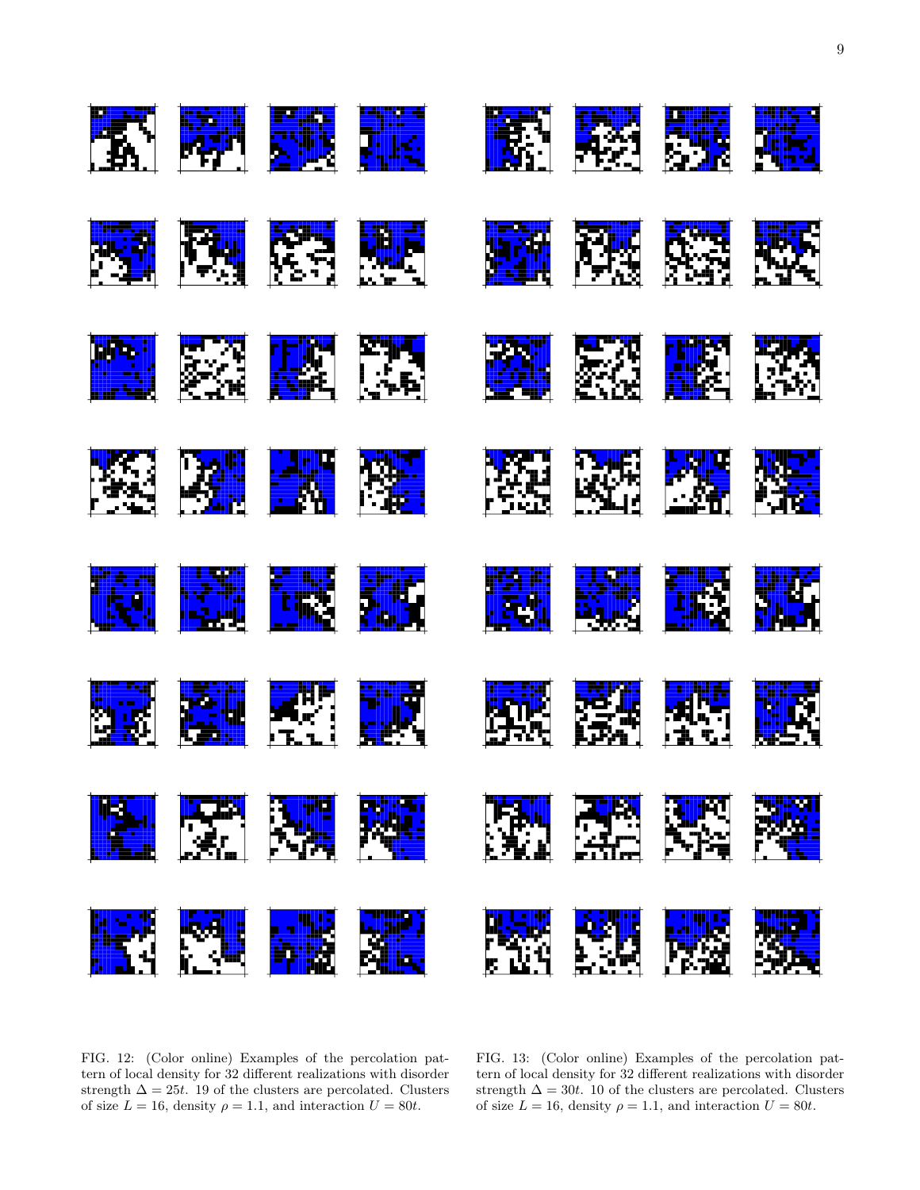FIG. 12: (Color online) Examples of the percolation pattern of local density for 32 different realizations with disorder strength $\Delta = 25t$. 19 of the clusters are percolated. Clusters of size $L = 16$, density $\rho = 1.1$, and interaction $U = 80t$.

FIG. 13: (Color online) Examples of the percolation pattern of local density for 32 different realizations with disorder strength $\Delta = 30t$. 10 of the clusters are percolated. Clusters of size $L = 16$, density $\rho = 1.1$, and interaction $U = 80t$.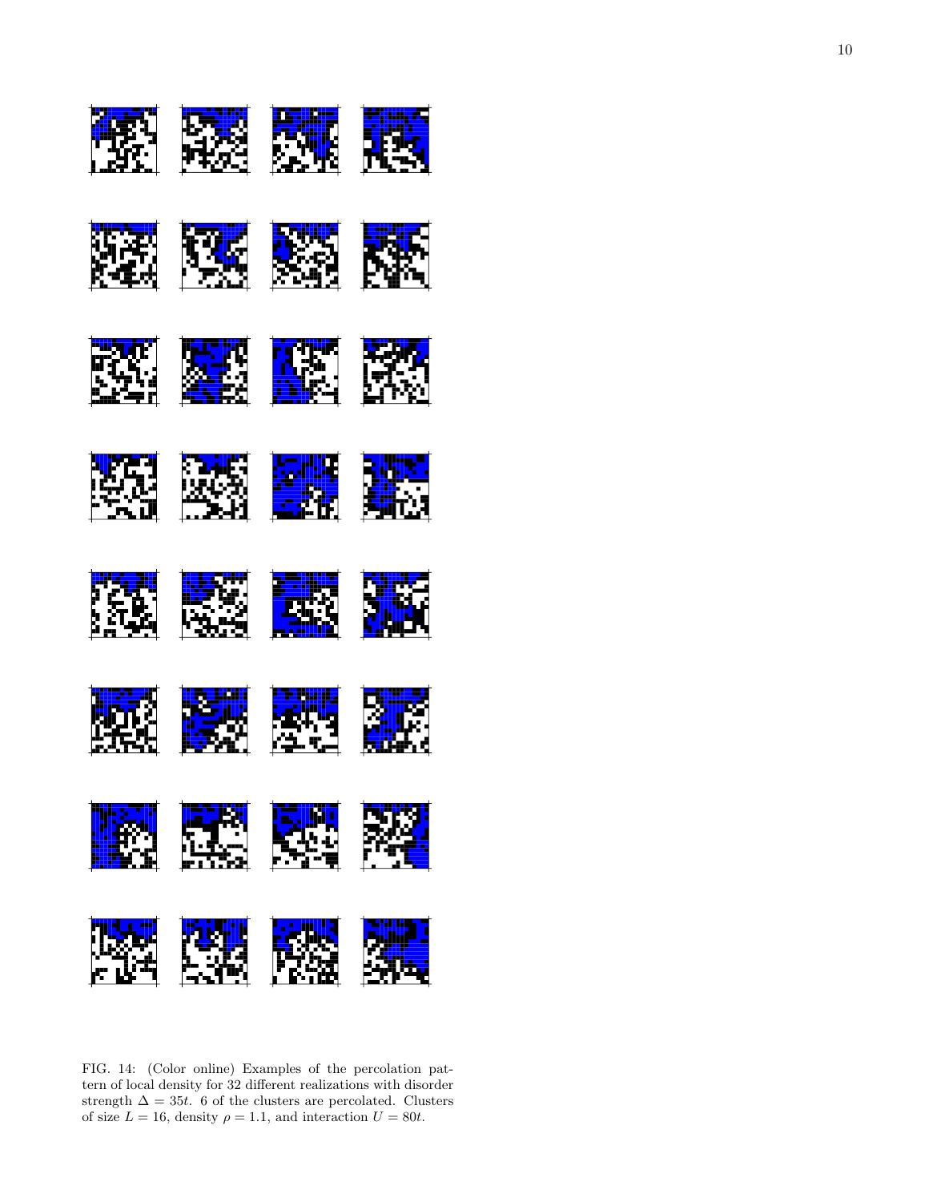FIG. 14: (Color online) Examples of the percolation pattern of local density for 32 different realizations with disorder strength $\Delta = 35t$. 6 of the clusters are percolated. Clusters of size $L = 16$, density $\rho = 1.1$, and interaction $U = 80t$.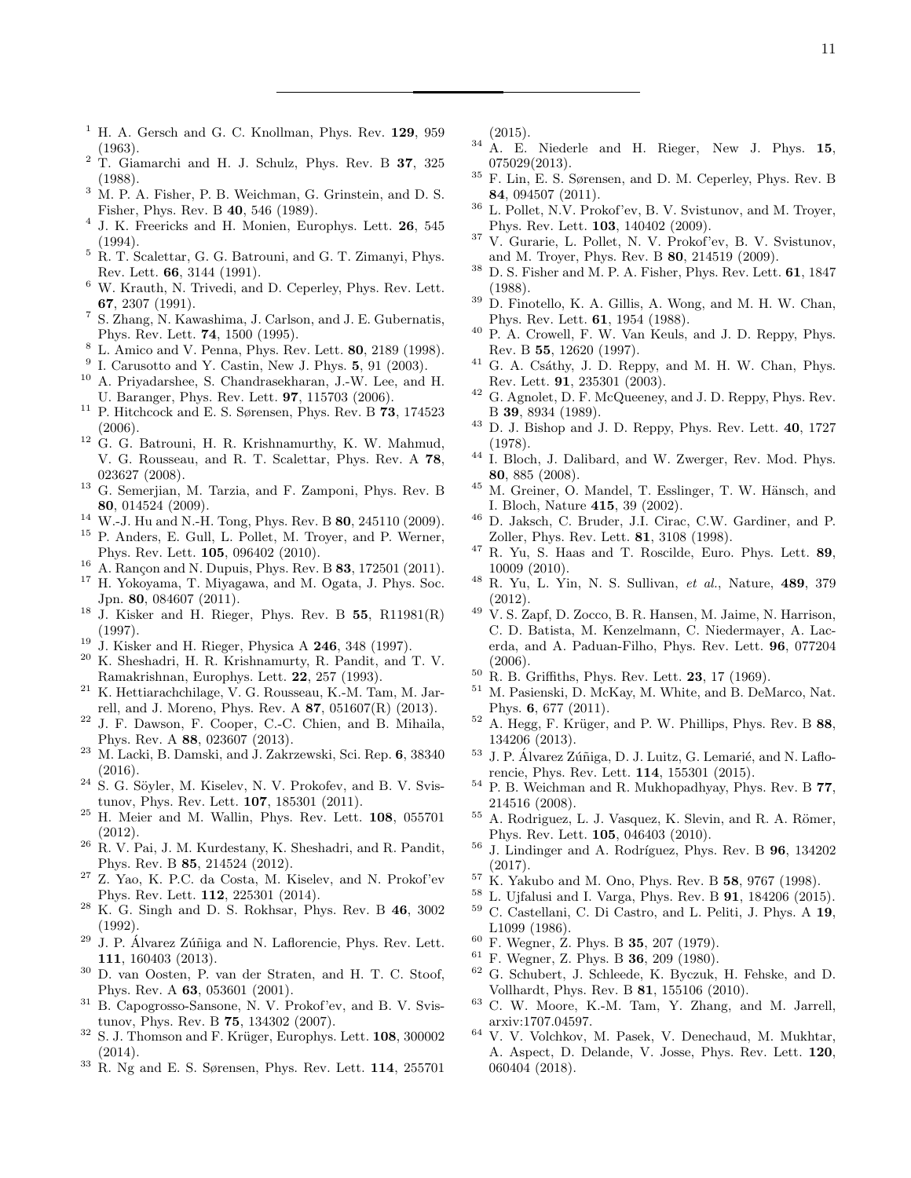[1] H. A. Gersch and G. C. Knollman, Phys. Rev. **129**, 959 (1963).

[2] T. Giamarchi and H. J. Schulz, Phys. Rev. B **37**, 325 (1988).

[3] M. P. A. Fisher, P. B. Weichman, G. Grinstein, and D. S. Fisher, Phys. Rev. B **40**, 546 (1989).

[4] J. K. Freericks and H. Monien, Europhys. Lett. **26**, 545 (1994).

[5] R. T. Scalettar, G. G. Batrouni, and G. T. Zimanyi, Phys. Rev. Lett. **66**, 3144 (1991).

[6] W. Krauth, N. Trivedi, and D. Ceperley, Phys. Rev. Lett. **67**, 2307 (1991).

[7] S. Zhang, N. Kawashima, J. Carlson, and J. E. Gubernatis, Phys. Rev. Lett. **74**, 1500 (1995).

[8] L. Amico and V. Penna, Phys. Rev. Lett. **80**, 2189 (1998).

[9] I. Carusotto and Y. Castin, New J. Phys. **5**, 91 (2003).

[10] A. Priyadarshee, S. Chandrasekharan, J.-W. Lee, and H. U. Baranger, Phys. Rev. Lett. **97**, 115703 (2006).

[11] P. Hitchcock and E. S. Sørensen, Phys. Rev. B **73**, 174523 (2006).

[12] G. G. Batrouni, H. R. Krishnamurthy, K. W. Mahmud, V. G. Rousseau, and R. T. Scalettar, Phys. Rev. A **78**, 023627 (2008).

[13] G. Semerjian, M. Tarzia, and F. Zamponi, Phys. Rev. B **80**, 014524 (2009).

[14] W.-J. Hu and N.-H. Tong, Phys. Rev. B **80**, 245110 (2009).

[15] P. Anders, E. Gull, L. Pollet, M. Troyer, and P. Werner, Phys. Rev. Lett. **105**, 096402 (2010).

[16] A. Rançon and N. Dupuis, Phys. Rev. B **83**, 172501 (2011).

[17] H. Yokoyama, T. Miyagawa, and M. Ogata, J. Phys. Soc. Jpn. **80**, 084607 (2011).

[18] J. Kisker and H. Rieger, Phys. Rev. B **55**, R11981(R) (1997).

[19] J. Kisker and H. Rieger, Physica A **246**, 348 (1997).

[20] K. Sheshadri, H. R. Krishnamurty, R. Pandit, and T. V. Ramakrishnan, Europhys. Lett. **22**, 257 (1993).

[21] K. Hettiarachchilage, V. G. Rousseau, K.-M. Tam, M. Jarrell, and J. Moreno, Phys. Rev. A **87**, 051607(R) (2013).

[22] J. F. Dawson, F. Cooper, C.-C. Chien, and B. Mihaila, Phys. Rev. A **88**, 023607 (2013).

[23] M. Lacki, B. Damski, and J. Zakrzewski, Sci. Rep. **6**, 38340 (2016).

[24] S. G. Söyler, M. Kiselev, N. V. Prokofev, and B. V. Svistunov, Phys. Rev. Lett. **107**, 185301 (2011).

[25] H. Meier and M. Wallin, Phys. Rev. Lett. **108**, 055701 (2012).

[26] R. V. Pai, J. M. Kurdestany, K. Sheshadri, and R. Pandit, Phys. Rev. B **85**, 214524 (2012).

[27] Z. Yao, K. P.C. da Costa, M. Kiselev, and N. Prokof'ev Phys. Rev. Lett. **112**, 225301 (2014).

[28] K. G. Singh and D. S. Rokhsar, Phys. Rev. B **46**, 3002 (1992).

[29] J. P. Álvarez Zúñiga and N. Laflorencie, Phys. Rev. Lett. **111**, 160403 (2013).

[30] D. van Oosten, P. van der Straten, and H. T. C. Stoof, Phys. Rev. A **63**, 053601 (2001).

[31] B. Capogrosso-Sansone, N. V. Prokof'ev, and B. V. Svistunov, Phys. Rev. B **75**, 134302 (2007).

[32] S. J. Thomson and F. Krüger, Europhys. Lett. **108**, 300002 (2014).

[33] R. Ng and E. S. Sørensen, Phys. Rev. Lett. **114**, 255701 (2015).

[34] A. E. Niederle and H. Rieger, New J. Phys. **15**, 075029(2013).

[35] F. Lin, E. S. Sørensen, and D. M. Ceperley, Phys. Rev. B **84**, 094507 (2011).

[36] L. Pollet, N.V. Prokof'ev, B. V. Svistunov, and M. Troyer, Phys. Rev. Lett. **103**, 140402 (2009).

[37] V. Gurarie, L. Pollet, N. V. Prokof'ev, B. V. Svistunov, and M. Troyer, Phys. Rev. B **80**, 214519 (2009).

[38] D. S. Fisher and M. P. A. Fisher, Phys. Rev. Lett. **61**, 1847 (1988).

[39] D. Finotello, K. A. Gillis, A. Wong, and M. H. W. Chan, Phys. Rev. Lett. **61**, 1954 (1988).

[40] P. A. Crowell, F. W. Van Keuls, and J. D. Reppy, Phys. Rev. B **55**, 12620 (1997).

[41] G. A. Csáthy, J. D. Reppy, and M. H. W. Chan, Phys. Rev. Lett. **91**, 235301 (2003).

[42] G. Agnolet, D. F. McQueeney, and J. D. Reppy, Phys. Rev. B **39**, 8934 (1989).

[43] D. J. Bishop and J. D. Reppy, Phys. Rev. Lett. **40**, 1727 (1978).

[44] I. Bloch, J. Dalibard, and W. Zwerger, Rev. Mod. Phys. **80**, 885 (2008).

[45] M. Greiner, O. Mandel, T. Esslinger, T. W. Hänsch, and I. Bloch, Nature **415**, 39 (2002).

[46] D. Jaksch, C. Bruder, J.I. Cirac, C.W. Gardiner, and P. Zoller, Phys. Rev. Lett. **81**, 3108 (1998).

[47] R. Yu, S. Haas and T. Roscilde, Euro. Phys. Lett. **89**, 10009 (2010).

[48] R. Yu, L. Yin, N. S. Sullivan, *et al.*, Nature, **489**, 379 (2012).

[49] V. S. Zapf, D. Zocco, B. R. Hansen, M. Jaime, N. Harrison, C. D. Batista, M. Kenzelmann, C. Niedermayer, A. Lacerda, and A. Paduan-Filho, Phys. Rev. Lett. **96**, 077204 (2006).

[50] R. B. Griffiths, Phys. Rev. Lett. **23**, 17 (1969).

[51] M. Pasienski, D. McKay, M. White, and B. DeMarco, Nat. Phys. **6**, 677 (2011).

[52] A. Hegg, F. Krüger, and P. W. Phillips, Phys. Rev. B **88**, 134206 (2013).

[53] J. P. Álvarez Zúñiga, D. J. Luitz, G. Lemarié, and N. Laflorencie, Phys. Rev. Lett. **114**, 155301 (2015).

[54] P. B. Weichman and R. Mukhopadhyay, Phys. Rev. B **77**, 214516 (2008).

[55] A. Rodriguez, L. J. Vasquez, K. Slevin, and R. A. Römer, Phys. Rev. Lett. **105**, 046403 (2010).

[56] J. Lindinger and A. Rodríguez, Phys. Rev. B **96**, 134202 (2017).

[57] K. Yakubo and M. Ono, Phys. Rev. B **58**, 9767 (1998).

[58] L. Ujfalusi and I. Varga, Phys. Rev. B **91**, 184206 (2015).

[59] C. Castellani, C. Di Castro, and L. Peliti, J. Phys. A **19**, L1099 (1986).

[60] F. Wegner, Z. Phys. B **35**, 207 (1979).

[61] F. Wegner, Z. Phys. B **36**, 209 (1980).

[62] G. Schubert, J. Schleede, K. Byczuk, H. Fehske, and D. Vollhardt, Phys. Rev. B **81**, 155106 (2010).

[63] C. W. Moore, K.-M. Tam, Y. Zhang, and M. Jarrell, arxiv:1707.04597.

[64] V. V. Volchkov, M. Pasek, V. Denechaud, M. Mukhtar, A. Aspect, D. Delande, V. Josse, Phys. Rev. Lett. **120**, 060404 (2018).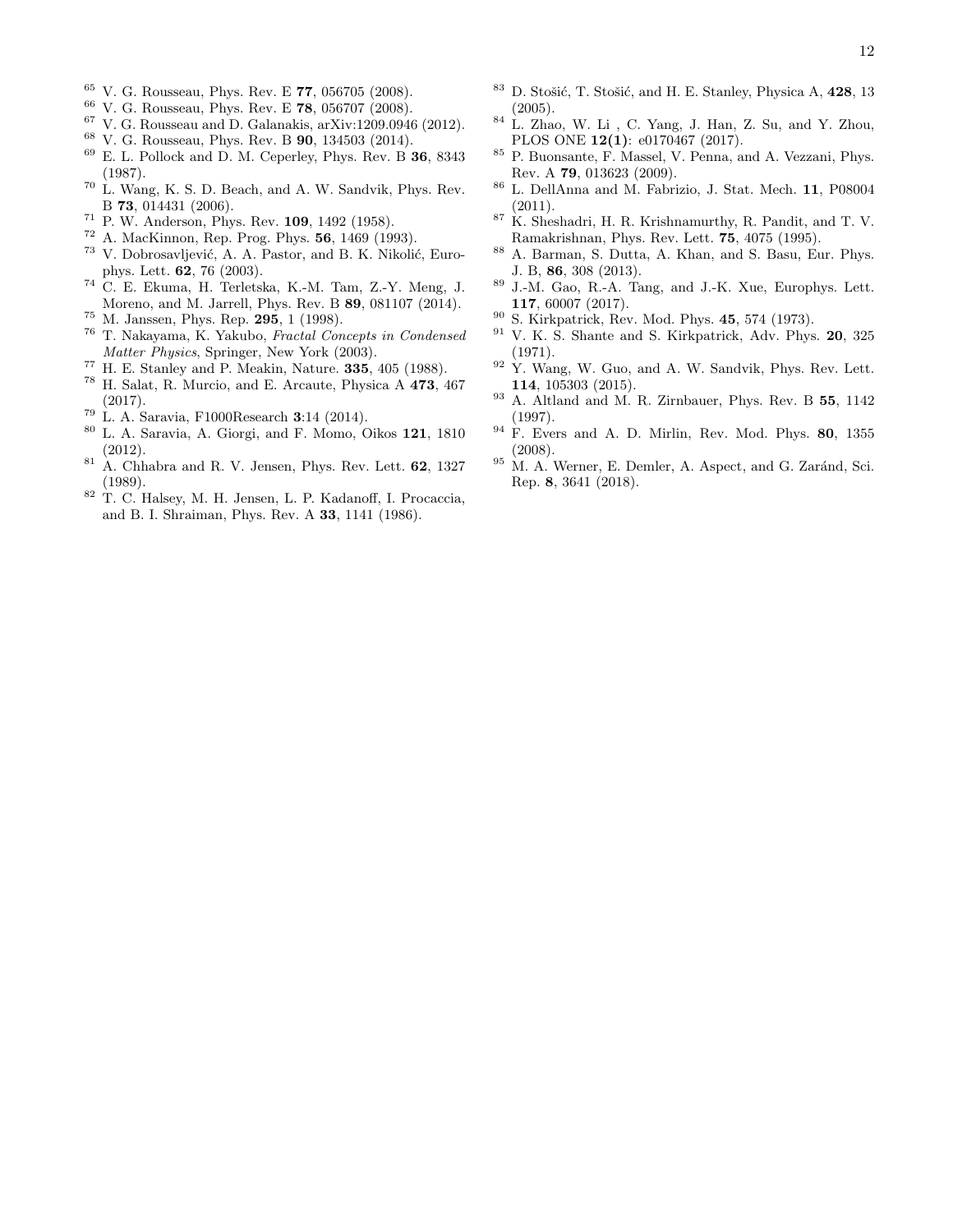[65] V. G. Rousseau, Phys. Rev. E **77**, 056705 (2008).
[66] V. G. Rousseau, Phys. Rev. E **78**, 056707 (2008).
[67] V. G. Rousseau and D. Galanakis, arXiv:1209.0946 (2012).
[68] V. G. Rousseau, Phys. Rev. B **90**, 134503 (2014).
[69] E. L. Pollock and D. M. Ceperley, Phys. Rev. B **36**, 8343 (1987).
[70] L. Wang, K. S. D. Beach, and A. W. Sandvik, Phys. Rev. B **73**, 014431 (2006).
[71] P. W. Anderson, Phys. Rev. **109**, 1492 (1958).
[72] A. MacKinnon, Rep. Prog. Phys. **56**, 1469 (1993).
[73] V. Dobrosavljević, A. A. Pastor, and B. K. Nikolić, Europhys. Lett. **62**, 76 (2003).
[74] C. E. Ekuma, H. Terletska, K.-M. Tam, Z.-Y. Meng, J. Moreno, and M. Jarrell, Phys. Rev. B **89**, 081107 (2014).
[75] M. Janssen, Phys. Rep. **295**, 1 (1998).
[76] T. Nakayama, K. Yakubo, *Fractal Concepts in Condensed Matter Physics*, Springer, New York (2003).
[77] H. E. Stanley and P. Meakin, Nature. **335**, 405 (1988).
[78] H. Salat, R. Murcio, and E. Arcaute, Physica A **473**, 467 (2017).
[79] L. A. Saravia, F1000Research **3**:14 (2014).
[80] L. A. Saravia, A. Giorgi, and F. Momo, Oikos **121**, 1810 (2012).
[81] A. Chhabra and R. V. Jensen, Phys. Rev. Lett. **62**, 1327 (1989).
[82] T. C. Halsey, M. H. Jensen, L. P. Kadanoff, I. Procaccia, and B. I. Shraiman, Phys. Rev. A **33**, 1141 (1986).
[83] D. Stošić, T. Stošić, and H. E. Stanley, Physica A, **428**, 13 (2005).
[84] L. Zhao, W. Li , C. Yang, J. Han, Z. Su, and Y. Zhou, PLOS ONE **12(1)**: e0170467 (2017).
[85] P. Buonsante, F. Massel, V. Penna, and A. Vezzani, Phys. Rev. A **79**, 013623 (2009).
[86] L. DellAnna and M. Fabrizio, J. Stat. Mech. **11**, P08004 (2011).
[87] K. Sheshadri, H. R. Krishnamurthy, R. Pandit, and T. V. Ramakrishnan, Phys. Rev. Lett. **75**, 4075 (1995).
[88] A. Barman, S. Dutta, A. Khan, and S. Basu, Eur. Phys. J. B, **86**, 308 (2013).
[89] J.-M. Gao, R.-A. Tang, and J.-K. Xue, Europhys. Lett. **117**, 60007 (2017).
[90] S. Kirkpatrick, Rev. Mod. Phys. **45**, 574 (1973).
[91] V. K. S. Shante and S. Kirkpatrick, Adv. Phys. **20**, 325 (1971).
[92] Y. Wang, W. Guo, and A. W. Sandvik, Phys. Rev. Lett. **114**, 105303 (2015).
[93] A. Altland and M. R. Zirnbauer, Phys. Rev. B **55**, 1142 (1997).
[94] F. Evers and A. D. Mirlin, Rev. Mod. Phys. **80**, 1355 (2008).
[95] M. A. Werner, E. Demler, A. Aspect, and G. Zaránd, Sci. Rep. **8**, 3641 (2018).